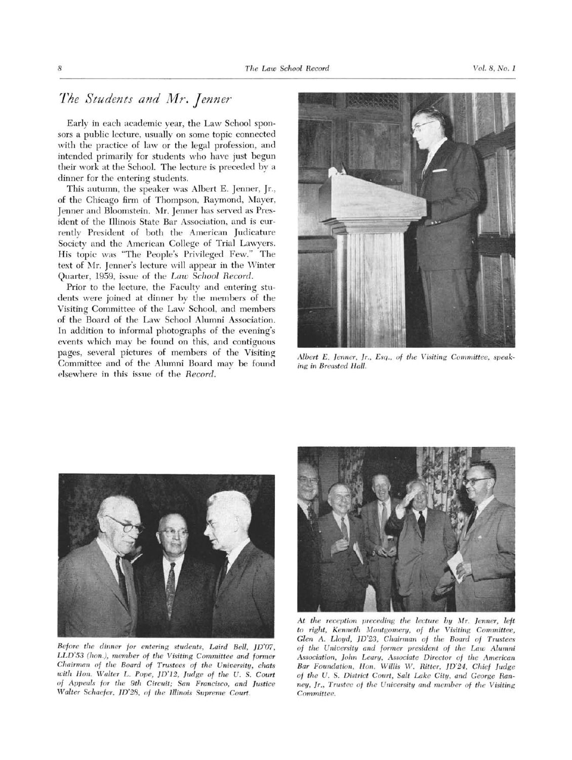## *The Students and Mr. Jenner*

Early in each academic year, the Law School sponsors a public lecture, usually on some topic connected with the practice of law or the legal profession, and intended primarily for students who have just begun their work at the School. The lecture is preceded by a dinner for the entering students.

This autumn, the speaker was Albert E. Jenner, Jr., of the Chicago firm of Thompson, Raymond, Mayer, Jenner and Bloomstein. Mr. Jenner has served as President of the Illinois State Bar Association, and is currently President of both the American Judicature Society and the American College of Trial Lawyers. His topic was "The People's Privileged Few." The text of Mr. Jenner's lecture will appear in the Winter Quarter, 1959, issue of the *Law School Record*.

Prior to the lecture, the Faculty and entering students were joined at dinner by the members of the Visiting Committee of the Law School, and members of the Board of the Law School Alumni Association. In addition to informal photographs of the evening's events which may be found on this, and contiguous pages, several pictures of members of the Visiting Committee and of the Alumni Board may be found elsewhere in this issue of the *Record*.

*Albert E. Jenner, Jr., Esq., of the Visiting Committee, speaking in Breasted Hall.*

*Before the dinner for entering students, Laird Bell, JD'07, LLD'53 (hon.), member of the Visiting Committee and former Chairman of the Board of Trustees of the University, chats with Hon. Walter L. Pope, JD'12, Judge of the U. S. Court of Appeals for the 9th Circuit; San Francisco, and Justice Walter Schaefer, JD'28, of the Illinois Supreme Court.*

*At the reception preceding the lecture by Mr. Jenner, left to right, Kenneth Montgomery, of the Visiting Committee, Glen A. Lloyd, JD'23, Chairman of the Board of Trustees of the University and former president of the Law Alumni Association, John Leary, Associate Director of the American Bar Foundation, Hon. Willis W. Ritter, JD'24, Chief Judge of the U. S. District Court, Salt Lake City, and George Ranney, Jr., Trustee of the University and member of the Visiting Committee.*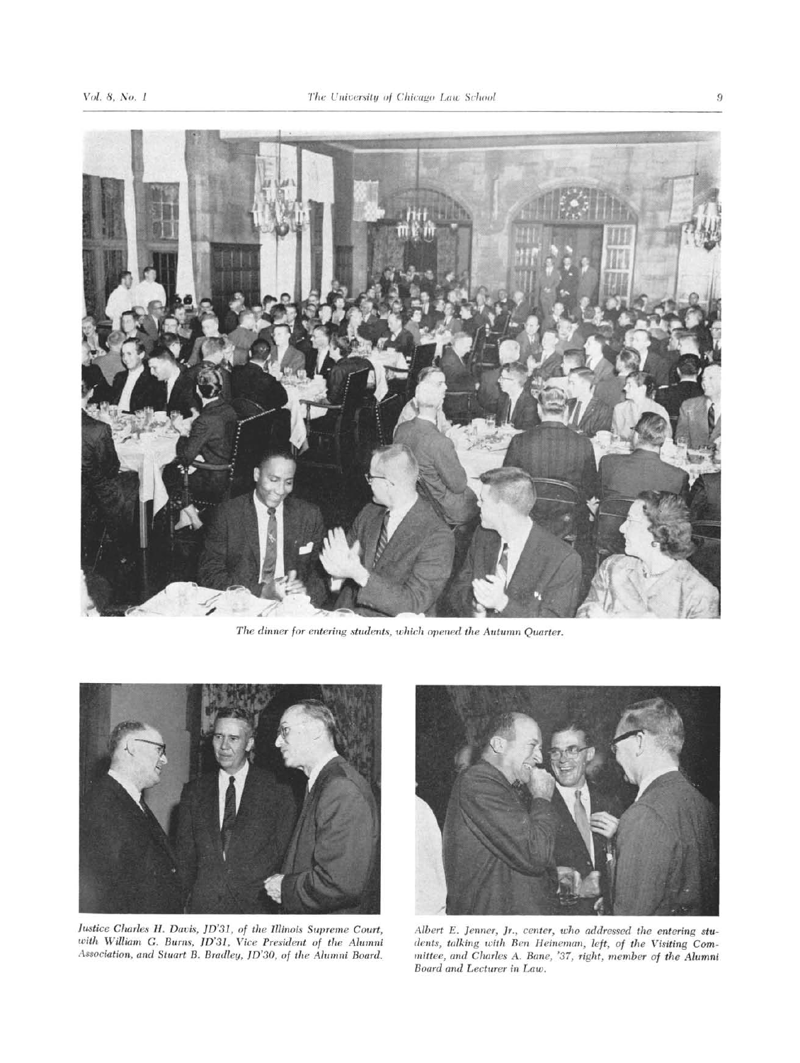*The dinner for entering students, which opened the Autumn Quarter.*

*Justice Charles H. Davis, JD'31, of the Illinois Supreme Court, with William G. Burns, JD'31, Vice President of the Alumni Association, and Stuart B. Bradley, JD'30, of the Alumni Board.*

*Albert E. Jenner, Jr., center, who addressed the entering students, talking with Ben Heineman, left, of the Visiting Committee, and Charles A. Bane, '37, right, member of the Alumni Board and Lecturer in Law.*